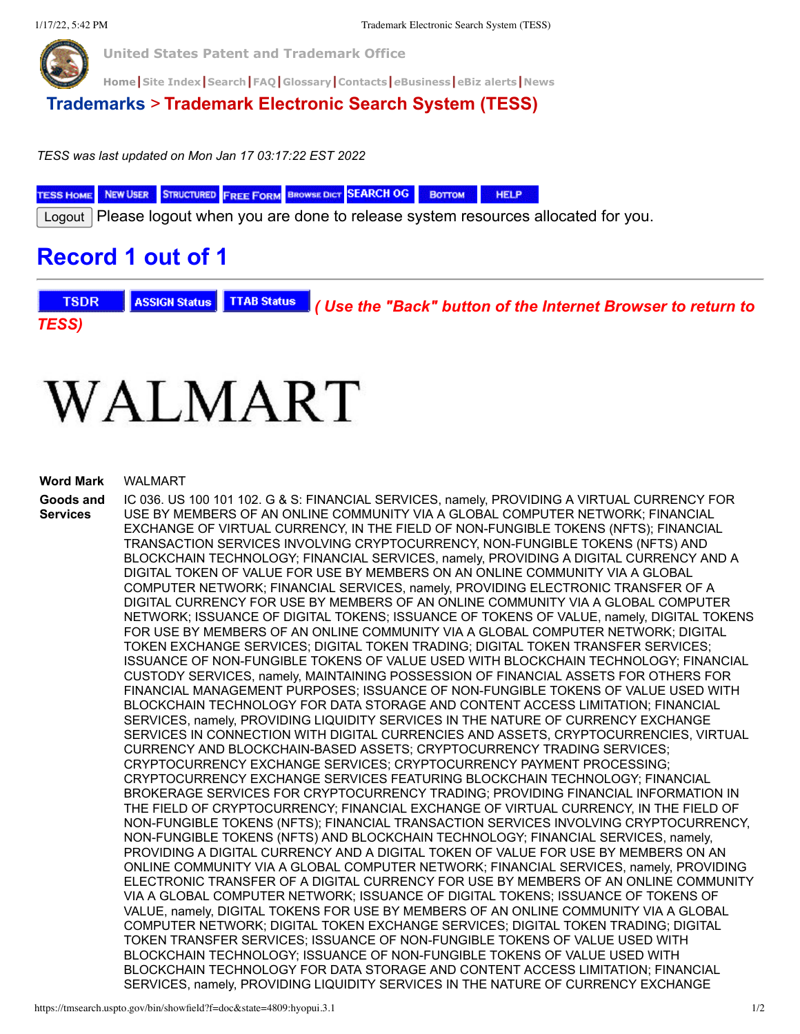United States Patent and Trademark Office

Home | Site Index | Search | FAQ | Glossary | Contacts | eBusiness | eBiz alerts | News

# Trademarks > Trademark Electronic Search System (TESS)

*TESS was last updated on Mon Jan 17 03:17:22 EST 2022*

TESS HOME | NEW USER | STRUCTURED | FREE FORM | BROWSE DICT | SEARCH OG | BOTTOM | HELP

Logout Please logout when you are done to release system resources allocated for you.

# Record 1 out of 1

TSDR | ASSIGN Status | TTAB Status *( Use the "Back" button of the Internet Browser to return to TESS)*

# WALMART

| | |
|---|---|
| **Word Mark** | WALMART |
| **Goods and Services** | IC 036. US 100 101 102. G & S: FINANCIAL SERVICES, namely, PROVIDING A VIRTUAL CURRENCY FOR USE BY MEMBERS OF AN ONLINE COMMUNITY VIA A GLOBAL COMPUTER NETWORK; FINANCIAL EXCHANGE OF VIRTUAL CURRENCY, IN THE FIELD OF NON-FUNGIBLE TOKENS (NFTS); FINANCIAL TRANSACTION SERVICES INVOLVING CRYPTOCURRENCY, NON-FUNGIBLE TOKENS (NFTS) AND BLOCKCHAIN TECHNOLOGY; FINANCIAL SERVICES, namely, PROVIDING A DIGITAL CURRENCY AND A DIGITAL TOKEN OF VALUE FOR USE BY MEMBERS ON AN ONLINE COMMUNITY VIA A GLOBAL COMPUTER NETWORK; FINANCIAL SERVICES, namely, PROVIDING ELECTRONIC TRANSFER OF A DIGITAL CURRENCY FOR USE BY MEMBERS OF AN ONLINE COMMUNITY VIA A GLOBAL COMPUTER NETWORK; ISSUANCE OF DIGITAL TOKENS; ISSUANCE OF TOKENS OF VALUE, namely, DIGITAL TOKENS FOR USE BY MEMBERS OF AN ONLINE COMMUNITY VIA A GLOBAL COMPUTER NETWORK; DIGITAL TOKEN EXCHANGE SERVICES; DIGITAL TOKEN TRADING; DIGITAL TOKEN TRANSFER SERVICES; ISSUANCE OF NON-FUNGIBLE TOKENS OF VALUE USED WITH BLOCKCHAIN TECHNOLOGY; FINANCIAL CUSTODY SERVICES, namely, MAINTAINING POSSESSION OF FINANCIAL ASSETS FOR OTHERS FOR FINANCIAL MANAGEMENT PURPOSES; ISSUANCE OF NON-FUNGIBLE TOKENS OF VALUE USED WITH BLOCKCHAIN TECHNOLOGY FOR DATA STORAGE AND CONTENT ACCESS LIMITATION; FINANCIAL SERVICES, namely, PROVIDING LIQUIDITY SERVICES IN THE NATURE OF CURRENCY EXCHANGE SERVICES IN CONNECTION WITH DIGITAL CURRENCIES AND ASSETS, CRYPTOCURRENCIES, VIRTUAL CURRENCY AND BLOCKCHAIN-BASED ASSETS; CRYPTOCURRENCY TRADING SERVICES; CRYPTOCURRENCY EXCHANGE SERVICES; CRYPTOCURRENCY PAYMENT PROCESSING; CRYPTOCURRENCY EXCHANGE SERVICES FEATURING BLOCKCHAIN TECHNOLOGY; FINANCIAL BROKERAGE SERVICES FOR CRYPTOCURRENCY TRADING; PROVIDING FINANCIAL INFORMATION IN THE FIELD OF CRYPTOCURRENCY; FINANCIAL EXCHANGE OF VIRTUAL CURRENCY, IN THE FIELD OF NON-FUNGIBLE TOKENS (NFTS); FINANCIAL TRANSACTION SERVICES INVOLVING CRYPTOCURRENCY, NON-FUNGIBLE TOKENS (NFTS) AND BLOCKCHAIN TECHNOLOGY; FINANCIAL SERVICES, namely, PROVIDING A DIGITAL CURRENCY AND A DIGITAL TOKEN OF VALUE FOR USE BY MEMBERS ON AN ONLINE COMMUNITY VIA A GLOBAL COMPUTER NETWORK; FINANCIAL SERVICES, namely, PROVIDING ELECTRONIC TRANSFER OF A DIGITAL CURRENCY FOR USE BY MEMBERS OF AN ONLINE COMMUNITY VIA A GLOBAL COMPUTER NETWORK; ISSUANCE OF DIGITAL TOKENS; ISSUANCE OF TOKENS OF VALUE, namely, DIGITAL TOKENS FOR USE BY MEMBERS OF AN ONLINE COMMUNITY VIA A GLOBAL COMPUTER NETWORK; DIGITAL TOKEN EXCHANGE SERVICES; DIGITAL TOKEN TRADING; DIGITAL TOKEN TRANSFER SERVICES; ISSUANCE OF NON-FUNGIBLE TOKENS OF VALUE USED WITH BLOCKCHAIN TECHNOLOGY; ISSUANCE OF NON-FUNGIBLE TOKENS OF VALUE USED WITH BLOCKCHAIN TECHNOLOGY FOR DATA STORAGE AND CONTENT ACCESS LIMITATION; FINANCIAL SERVICES, namely, PROVIDING LIQUIDITY SERVICES IN THE NATURE OF CURRENCY EXCHANGE |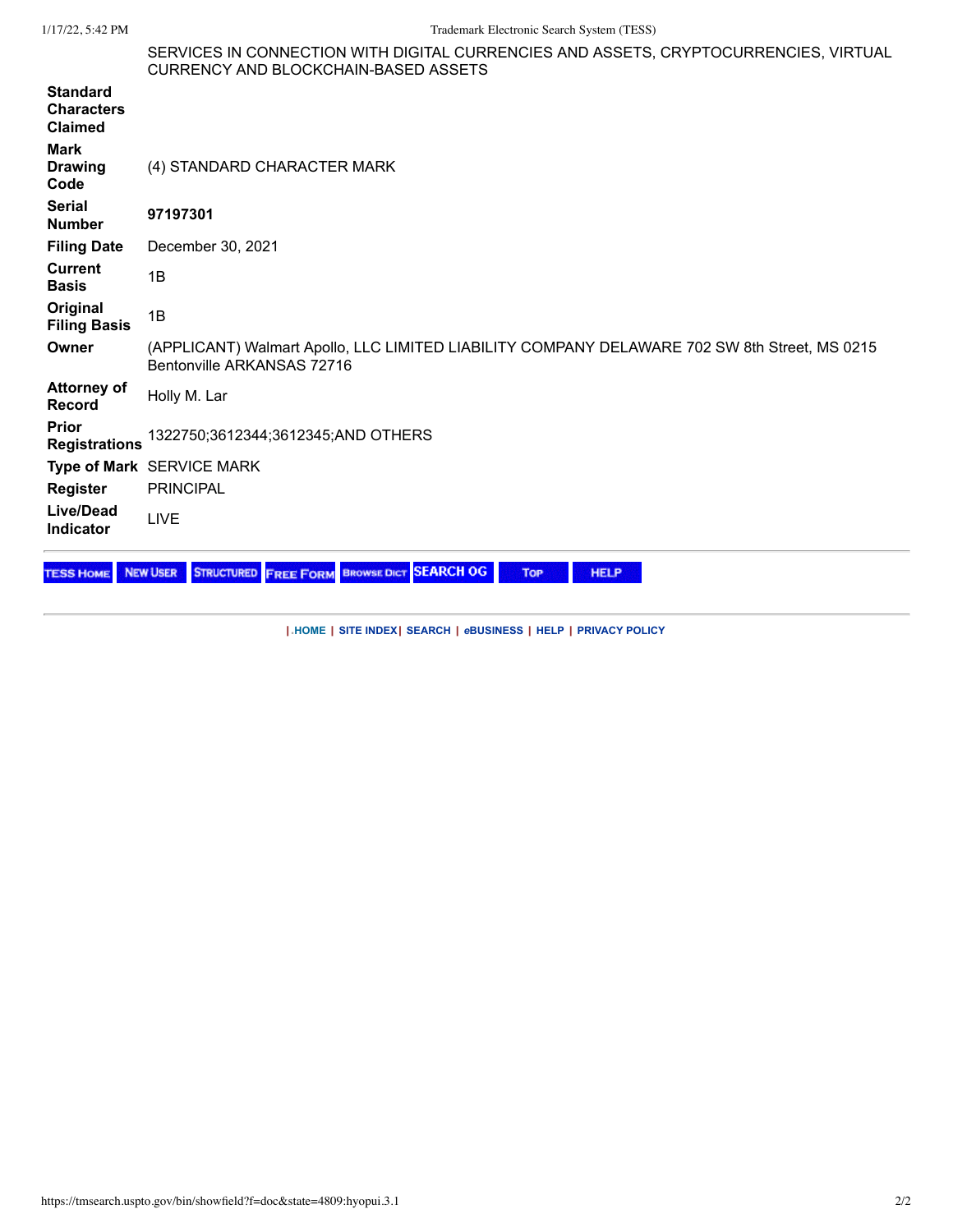SERVICES IN CONNECTION WITH DIGITAL CURRENCIES AND ASSETS, CRYPTOCURRENCIES, VIRTUAL CURRENCY AND BLOCKCHAIN-BASED ASSETS

| | |
|---|---|
| **Standard Characters Claimed** | |
| **Mark Drawing Code** | (4) STANDARD CHARACTER MARK |
| **Serial Number** | **97197301** |
| **Filing Date** | December 30, 2021 |
| **Current Basis** | 1B |
| **Original Filing Basis** | 1B |
| **Owner** | (APPLICANT) Walmart Apollo, LLC LIMITED LIABILITY COMPANY DELAWARE 702 SW 8th Street, MS 0215 Bentonville ARKANSAS 72716 |
| **Attorney of Record** | Holly M. Lar |
| **Prior Registrations** | 1322750;3612344;3612345;AND OTHERS |
| **Type of Mark** | SERVICE MARK |
| **Register** | PRINCIPAL |
| **Live/Dead Indicator** | LIVE |

TESS HOME | NEW USER | STRUCTURED | FREE FORM | BROWSE DICT | SEARCH OG | TOP | HELP

| .HOME | SITE INDEX | SEARCH | eBUSINESS | HELP | PRIVACY POLICY